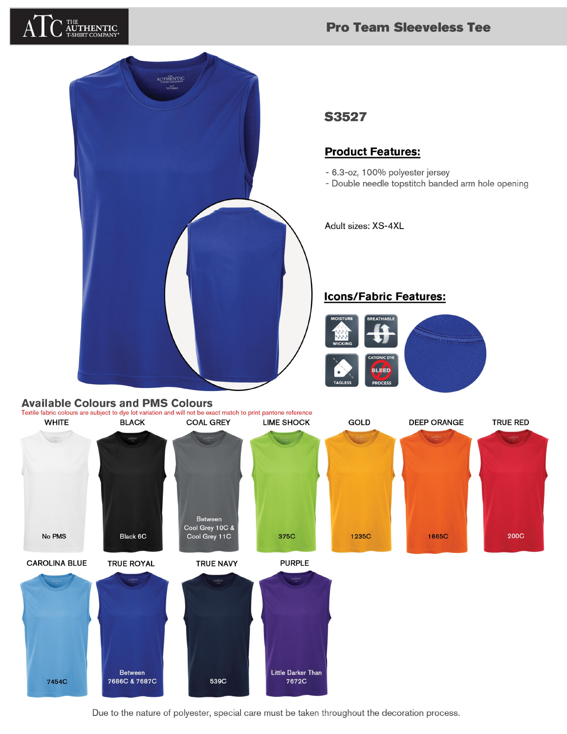# Pro Team Sleeveless Tee

## S3527

### Product Features:

- 6.3-oz, 100% polyester jersey
- Double needle topstitch banded arm hole opening

Adult sizes: XS-4XL

### Icons/Fabric Features:

MOISTURE WICKING
BREATHABLE
TAGLESS
CATIONIC DYE BLEED PROCESS

## Available Colours and PMS Colours

Textile fabric colours are subject to dye lot variation and will not be exact match to print pantone reference

| Colour | PMS |
|---|---|
| WHITE | No PMS |
| BLACK | Black 6C |
| COAL GREY | Between Cool Grey 10C & Cool Grey 11C |
| LIME SHOCK | 375C |
| GOLD | 1235C |
| DEEP ORANGE | 1665C |
| TRUE RED | 200C |
| CAROLINA BLUE | 7454C |
| TRUE ROYAL | Between 7686C & 7687C |
| TRUE NAVY | 539C |
| PURPLE | Little Darker Than 7672C |

Due to the nature of polyester, special care must be taken throughout the decoration process.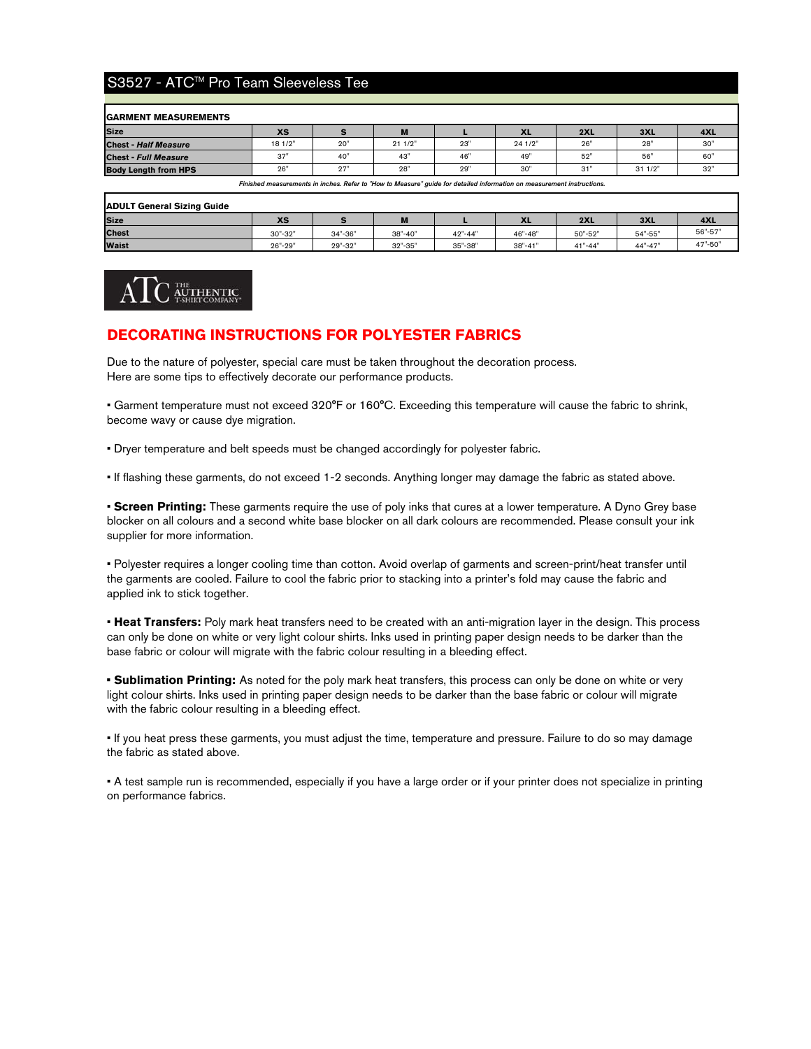## S3527 - ATC™ Pro Team Sleeveless Tee

**GARMENT MEASUREMENTS**

| Size | XS | S | M | L | XL | 2XL | 3XL | 4XL |
|---|---|---|---|---|---|---|---|---|
| Chest - *Half Measure* | 18 1/2" | 20" | 21 1/2" | 23" | 24 1/2" | 26" | 28" | 30" |
| Chest - *Full Measure* | 37" | 40" | 43" | 46" | 49" | 52" | 56" | 60" |
| Body Length from HPS | 26" | 27" | 28" | 29" | 30" | 31" | 31 1/2" | 32" |

*Finished measurements in inches. Refer to "How to Measure" guide for detailed information on measurement instructions.*

**ADULT General Sizing Guide**

| Size | XS | S | M | L | XL | 2XL | 3XL | 4XL |
|---|---|---|---|---|---|---|---|---|
| Chest | 30"-32" | 34"-36" | 38"-40" | 42"-44" | 46"-48" | 50"-52" | 54"-55" | 56"-57" |
| Waist | 26"-29" | 29"-32" | 32"-35" | 35"-38" | 38"-41" | 41"-44" | 44"-47" | 47"-50" |

ATC THE AUTHENTIC T-SHIRT COMPANY®

## DECORATING INSTRUCTIONS FOR POLYESTER FABRICS

Due to the nature of polyester, special care must be taken throughout the decoration process.
Here are some tips to effectively decorate our performance products.

- Garment temperature must not exceed 320°F or 160°C. Exceeding this temperature will cause the fabric to shrink, become wavy or cause dye migration.

- Dryer temperature and belt speeds must be changed accordingly for polyester fabric.

- If flashing these garments, do not exceed 1-2 seconds. Anything longer may damage the fabric as stated above.

- **Screen Printing:** These garments require the use of poly inks that cures at a lower temperature. A Dyno Grey base blocker on all colours and a second white base blocker on all dark colours are recommended. Please consult your ink supplier for more information.

- Polyester requires a longer cooling time than cotton. Avoid overlap of garments and screen-print/heat transfer until the garments are cooled. Failure to cool the fabric prior to stacking into a printer's fold may cause the fabric and applied ink to stick together.

- **Heat Transfers:** Poly mark heat transfers need to be created with an anti-migration layer in the design. This process can only be done on white or very light colour shirts. Inks used in printing paper design needs to be darker than the base fabric or colour will migrate with the fabric colour resulting in a bleeding effect.

- **Sublimation Printing:** As noted for the poly mark heat transfers, this process can only be done on white or very light colour shirts. Inks used in printing paper design needs to be darker than the base fabric or colour will migrate with the fabric colour resulting in a bleeding effect.

- If you heat press these garments, you must adjust the time, temperature and pressure. Failure to do so may damage the fabric as stated above.

- A test sample run is recommended, especially if you have a large order or if your printer does not specialize in printing on performance fabrics.